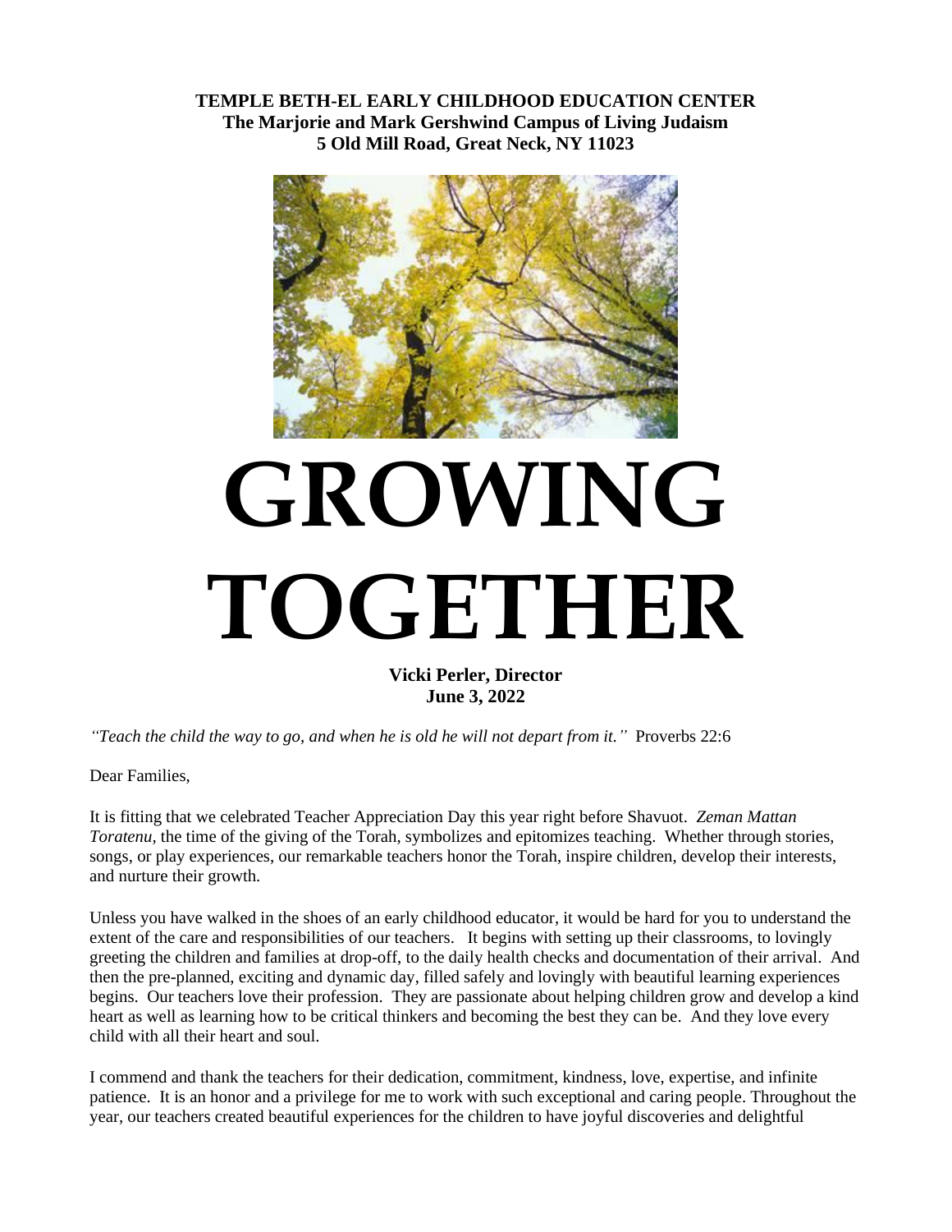**TEMPLE BETH-EL EARLY CHILDHOOD EDUCATION CENTER**
**The Marjorie and Mark Gershwind Campus of Living Judaism**
**5 Old Mill Road, Great Neck, NY 11023**

# GROWING TOGETHER

**Vicki Perler, Director**
**June 3, 2022**

*"Teach the child the way to go, and when he is old he will not depart from it."* Proverbs 22:6

Dear Families,

It is fitting that we celebrated Teacher Appreciation Day this year right before Shavuot. *Zeman Mattan Toratenu,* the time of the giving of the Torah, symbolizes and epitomizes teaching. Whether through stories, songs, or play experiences, our remarkable teachers honor the Torah, inspire children, develop their interests, and nurture their growth.

Unless you have walked in the shoes of an early childhood educator, it would be hard for you to understand the extent of the care and responsibilities of our teachers. It begins with setting up their classrooms, to lovingly greeting the children and families at drop-off, to the daily health checks and documentation of their arrival. And then the pre-planned, exciting and dynamic day, filled safely and lovingly with beautiful learning experiences begins. Our teachers love their profession. They are passionate about helping children grow and develop a kind heart as well as learning how to be critical thinkers and becoming the best they can be. And they love every child with all their heart and soul.

I commend and thank the teachers for their dedication, commitment, kindness, love, expertise, and infinite patience. It is an honor and a privilege for me to work with such exceptional and caring people. Throughout the year, our teachers created beautiful experiences for the children to have joyful discoveries and delightful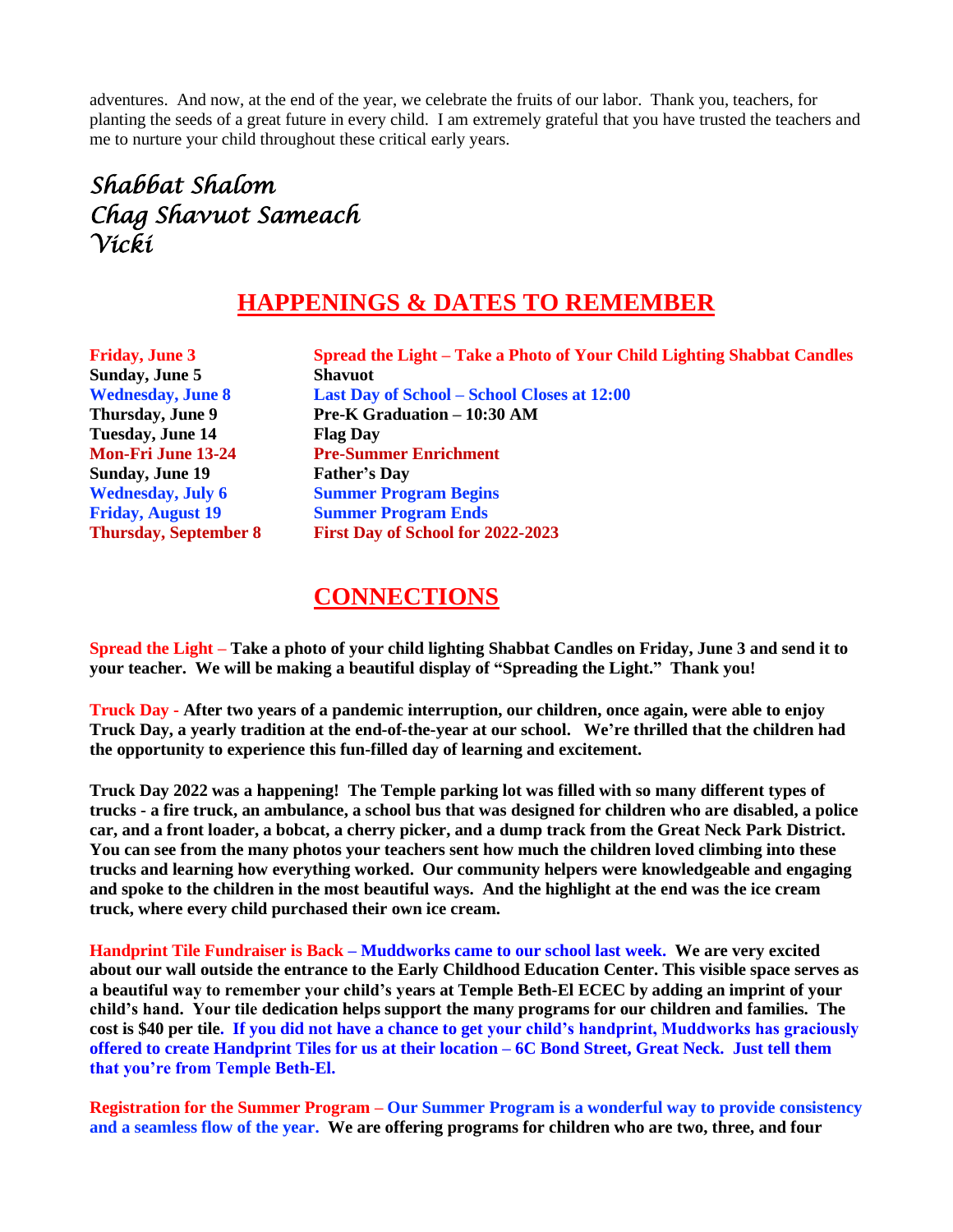adventures. And now, at the end of the year, we celebrate the fruits of our labor. Thank you, teachers, for planting the seeds of a great future in every child. I am extremely grateful that you have trusted the teachers and me to nurture your child throughout these critical early years.

*Shabbat Shalom*
*Chag Shavuot Sameach*
*Vicki*

## HAPPENINGS & DATES TO REMEMBER

| | |
|---|---|
| **Friday, June 3** | **Spread the Light – Take a Photo of Your Child Lighting Shabbat Candles** |
| **Sunday, June 5** | **Shavuot** |
| **Wednesday, June 8** | **Last Day of School – School Closes at 12:00** |
| **Thursday, June 9** | **Pre-K Graduation – 10:30 AM** |
| **Tuesday, June 14** | **Flag Day** |
| **Mon-Fri June 13-24** | **Pre-Summer Enrichment** |
| **Sunday, June 19** | **Father's Day** |
| **Wednesday, July 6** | **Summer Program Begins** |
| **Friday, August 19** | **Summer Program Ends** |
| **Thursday, September 8** | **First Day of School for 2022-2023** |

## CONNECTIONS

**Spread the Light – Take a photo of your child lighting Shabbat Candles on Friday, June 3 and send it to your teacher. We will be making a beautiful display of "Spreading the Light." Thank you!**

**Truck Day - After two years of a pandemic interruption, our children, once again, were able to enjoy Truck Day, a yearly tradition at the end-of-the-year at our school. We're thrilled that the children had the opportunity to experience this fun-filled day of learning and excitement.**

**Truck Day 2022 was a happening! The Temple parking lot was filled with so many different types of trucks - a fire truck, an ambulance, a school bus that was designed for children who are disabled, a police car, and a front loader, a bobcat, a cherry picker, and a dump track from the Great Neck Park District. You can see from the many photos your teachers sent how much the children loved climbing into these trucks and learning how everything worked. Our community helpers were knowledgeable and engaging and spoke to the children in the most beautiful ways. And the highlight at the end was the ice cream truck, where every child purchased their own ice cream.**

**Handprint Tile Fundraiser is Back – Muddworks came to our school last week. We are very excited about our wall outside the entrance to the Early Childhood Education Center. This visible space serves as a beautiful way to remember your child's years at Temple Beth-El ECEC by adding an imprint of your child's hand. Your tile dedication helps support the many programs for our children and families. The cost is $40 per tile. If you did not have a chance to get your child's handprint, Muddworks has graciously offered to create Handprint Tiles for us at their location – 6C Bond Street, Great Neck. Just tell them that you're from Temple Beth-El.**

**Registration for the Summer Program – Our Summer Program is a wonderful way to provide consistency and a seamless flow of the year. We are offering programs for children who are two, three, and four**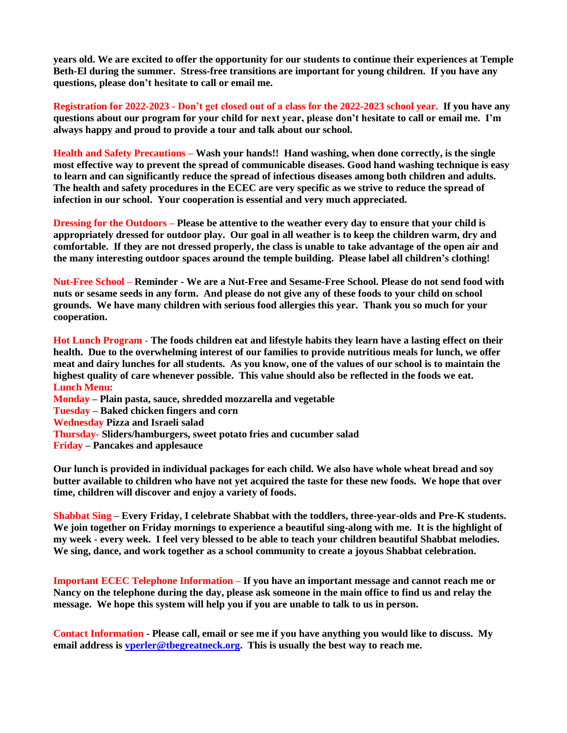**years old. We are excited to offer the opportunity for our students to continue their experiences at Temple Beth-El during the summer. Stress-free transitions are important for young children. If you have any questions, please don't hesitate to call or email me.**

**Registration for 2022-2023 - Don't get closed out of a class for the 2022-2023 school year.** **If you have any questions about our program for your child for next year, please don't hesitate to call or email me. I'm always happy and proud to provide a tour and talk about our school.**

**Health and Safety Precautions –** **Wash your hands!! Hand washing, when done correctly, is the single most effective way to prevent the spread of communicable diseases. Good hand washing technique is easy to learn and can significantly reduce the spread of infectious diseases among both children and adults. The health and safety procedures in the ECEC are very specific as we strive to reduce the spread of infection in our school. Your cooperation is essential and very much appreciated.**

**Dressing for the Outdoors –** **Please be attentive to the weather every day to ensure that your child is appropriately dressed for outdoor play. Our goal in all weather is to keep the children warm, dry and comfortable. If they are not dressed properly, the class is unable to take advantage of the open air and the many interesting outdoor spaces around the temple building. Please label all children's clothing!**

**Nut-Free School –** **Reminder - We are a Nut-Free and Sesame-Free School. Please do not send food with nuts or sesame seeds in any form. And please do not give any of these foods to your child on school grounds. We have many children with serious food allergies this year. Thank you so much for your cooperation.**

**Hot Lunch Program -** **The foods children eat and lifestyle habits they learn have a lasting effect on their health. Due to the overwhelming interest of our families to provide nutritious meals for lunch, we offer meat and dairy lunches for all students. As you know, one of the values of our school is to maintain the highest quality of care whenever possible. This value should also be reflected in the foods we eat.**

**Lunch Menu:**

**Monday – Plain pasta, sauce, shredded mozzarella and vegetable**
**Tuesday – Baked chicken fingers and corn**
**Wednesday Pizza and Israeli salad**
**Thursday- Sliders/hamburgers, sweet potato fries and cucumber salad**
**Friday – Pancakes and applesauce**

**Our lunch is provided in individual packages for each child. We also have whole wheat bread and soy butter available to children who have not yet acquired the taste for these new foods. We hope that over time, children will discover and enjoy a variety of foods.**

**Shabbat Sing –** **Every Friday, I celebrate Shabbat with the toddlers, three-year-olds and Pre-K students. We join together on Friday mornings to experience a beautiful sing-along with me. It is the highlight of my week - every week. I feel very blessed to be able to teach your children beautiful Shabbat melodies. We sing, dance, and work together as a school community to create a joyous Shabbat celebration.**

**Important ECEC Telephone Information –** **If you have an important message and cannot reach me or Nancy on the telephone during the day, please ask someone in the main office to find us and relay the message. We hope this system will help you if you are unable to talk to us in person.**

**Contact Information** **- Please call, email or see me if you have anything you would like to discuss. My email address is [vperler@tbegreatneck.org](mailto:vperler@tbegreatneck.org). This is usually the best way to reach me.**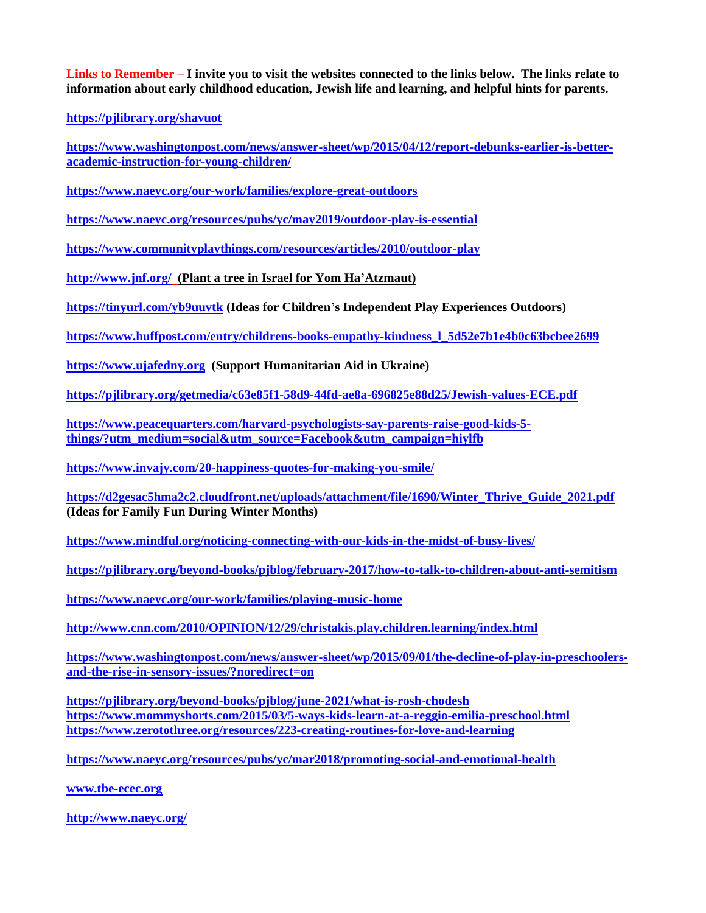**Links to Remember – I invite you to visit the websites connected to the links below. The links relate to information about early childhood education, Jewish life and learning, and helpful hints for parents.**

**https://pjlibrary.org/shavuot**

**https://www.washingtonpost.com/news/answer-sheet/wp/2015/04/12/report-debunks-earlier-is-better-academic-instruction-for-young-children/**

**https://www.naeyc.org/our-work/families/explore-great-outdoors**

**https://www.naeyc.org/resources/pubs/yc/may2019/outdoor-play-is-essential**

**https://www.communityplaythings.com/resources/articles/2010/outdoor-play**

**http://www.jnf.org/ (Plant a tree in Israel for Yom Ha'Atzmaut)**

**https://tinyurl.com/yb9uuvtk (Ideas for Children's Independent Play Experiences Outdoors)**

**https://www.huffpost.com/entry/childrens-books-empathy-kindness_l_5d52e7b1e4b0c63bcbee2699**

**https://www.ujafedny.org (Support Humanitarian Aid in Ukraine)**

**https://pjlibrary.org/getmedia/c63e85f1-58d9-44fd-ae8a-696825e88d25/Jewish-values-ECE.pdf**

**https://www.peacequarters.com/harvard-psychologists-say-parents-raise-good-kids-5-things/?utm_medium=social&utm_source=Facebook&utm_campaign=hiylfb**

**https://www.invajy.com/20-happiness-quotes-for-making-you-smile/**

**https://d2gesac5hma2c2.cloudfront.net/uploads/attachment/file/1690/Winter_Thrive_Guide_2021.pdf (Ideas for Family Fun During Winter Months)**

**https://www.mindful.org/noticing-connecting-with-our-kids-in-the-midst-of-busy-lives/**

**https://pjlibrary.org/beyond-books/pjblog/february-2017/how-to-talk-to-children-about-anti-semitism**

**https://www.naeyc.org/our-work/families/playing-music-home**

**http://www.cnn.com/2010/OPINION/12/29/christakis.play.children.learning/index.html**

**https://www.washingtonpost.com/news/answer-sheet/wp/2015/09/01/the-decline-of-play-in-preschoolers-and-the-rise-in-sensory-issues/?noredirect=on**

**https://pjlibrary.org/beyond-books/pjblog/june-2021/what-is-rosh-chodesh**
**https://www.mommyshorts.com/2015/03/5-ways-kids-learn-at-a-reggio-emilia-preschool.html**
**https://www.zerotothree.org/resources/223-creating-routines-for-love-and-learning**

**https://www.naeyc.org/resources/pubs/yc/mar2018/promoting-social-and-emotional-health**

**www.tbe-ecec.org**

**http://www.naeyc.org/**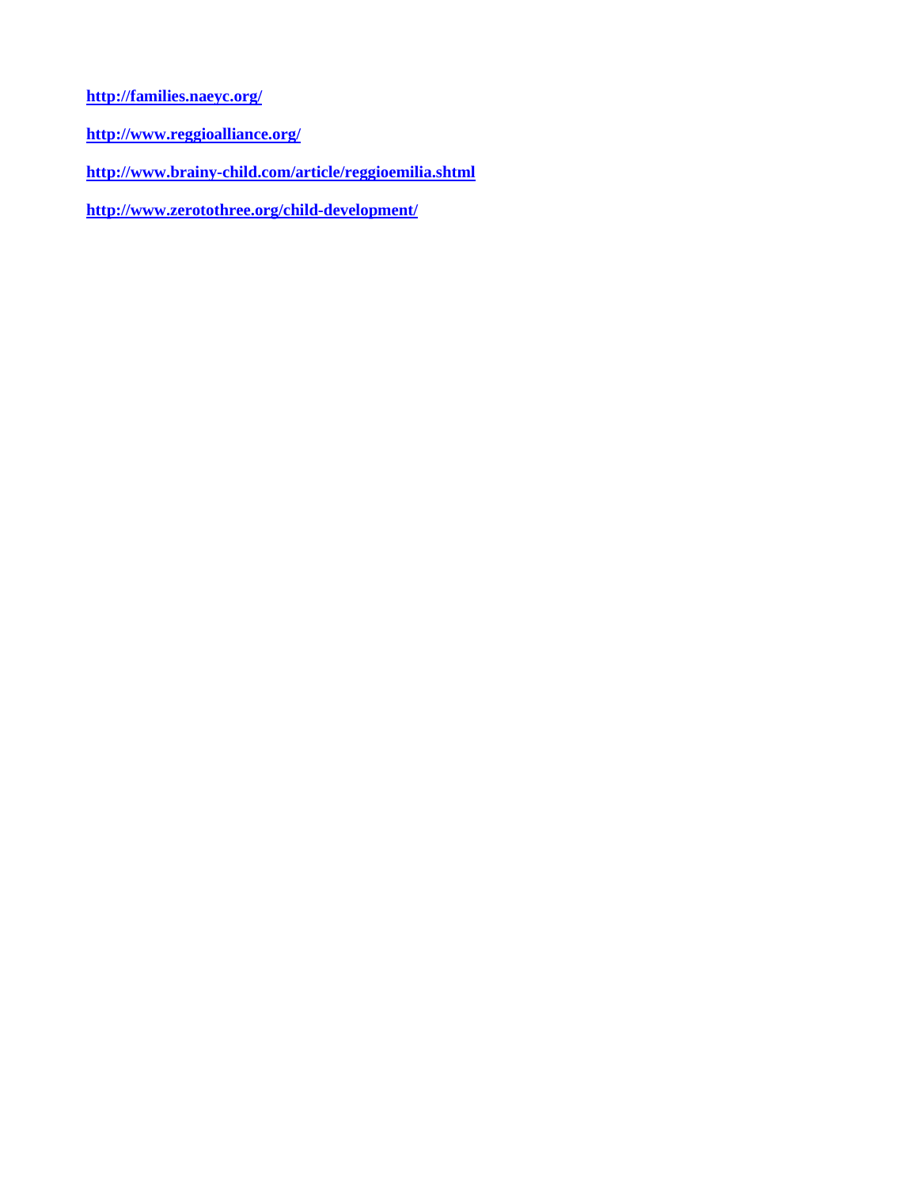**http://families.naeyc.org/**

**http://www.reggioalliance.org/**

**http://www.brainy-child.com/article/reggioemilia.shtml**

**http://www.zerotothree.org/child-development/**